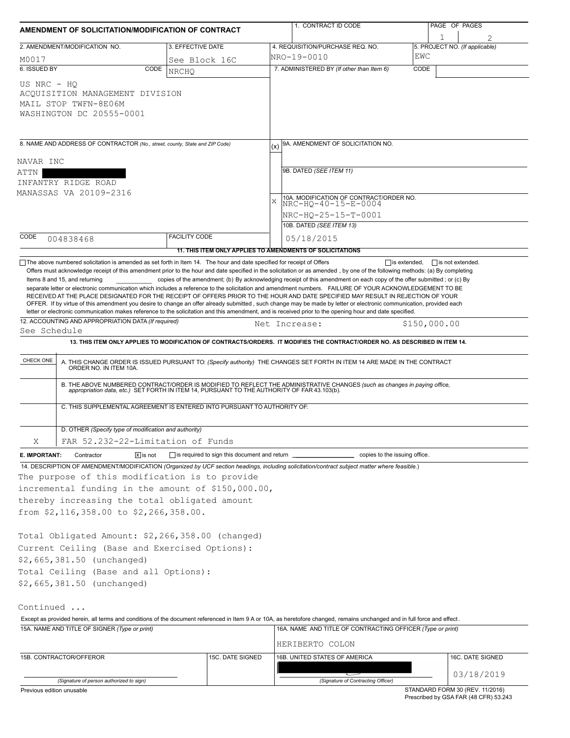# AMENDMENT OF SOLICITATION/MODIFICATION OF CONTRACT

| 1. CONTRACT ID CODE | PAGE OF PAGES |
|---|---|
| | 1 / 2 |

| 2. AMENDMENT/MODIFICATION NO. | 3. EFFECTIVE DATE | 4. REQUISITION/PURCHASE REQ. NO. | 5. PROJECT NO. (If applicable) |
|---|---|---|---|
| M0017 | See Block 16C | NRO-19-0010 | EWC |

| 6. ISSUED BY CODE NRCHQ | 7. ADMINISTERED BY (If other than Item 6) CODE |
|---|---|
| US NRC - HQ<br>ACQUISITION MANAGEMENT DIVISION<br>MAIL STOP TWFN-8E06M<br>WASHINGTON DC 20555-0001 | |

**8. NAME AND ADDRESS OF CONTRACTOR** (No., street, county, State and ZIP Code)

NAVAR INC
ATTN [redacted]
INFANTRY RIDGE ROAD
MANASSAS VA 20109-2316

CODE 004838468 | FACILITY CODE

(x) 9A. AMENDMENT OF SOLICITATION NO.

9B. DATED (SEE ITEM 11)

X 10A. MODIFICATION OF CONTRACT/ORDER NO.
NRC-HQ-40-15-E-0004
NRC-HQ-25-15-T-0001

10B. DATED (SEE ITEM 13)
05/18/2015

**11. THIS ITEM ONLY APPLIES TO AMENDMENTS OF SOLICITATIONS**

☐ The above numbered solicitation is amended as set forth in Item 14. The hour and date specified for receipt of Offers ☐ is extended, ☐ is not extended.
Offers must acknowledge receipt of this amendment prior to the hour and date specified in the solicitation or as amended, by one of the following methods: (a) By completing Items 8 and 15, and returning ______ copies of the amendment; (b) By acknowledging receipt of this amendment on each copy of the offer submitted ; or (c) By separate letter or electronic communication which includes a reference to the solicitation and amendment numbers. FAILURE OF YOUR ACKNOWLEDGEMENT TO BE RECEIVED AT THE PLACE DESIGNATED FOR THE RECEIPT OF OFFERS PRIOR TO THE HOUR AND DATE SPECIFIED MAY RESULT IN REJECTION OF YOUR OFFER. If by virtue of this amendment you desire to change an offer already submitted , such change may be made by letter or electronic communication, provided each letter or electronic communication makes reference to the solicitation and this amendment, and is received prior to the opening hour and date specified.

**12. ACCOUNTING AND APPROPRIATION DATA** (If required)
See Schedule — Net Increase: $150,000.00

**13. THIS ITEM ONLY APPLIES TO MODIFICATION OF CONTRACTS/ORDERS. IT MODIFIES THE CONTRACT/ORDER NO. AS DESCRIBED IN ITEM 14.**

| CHECK ONE | |
|---|---|
| | A. THIS CHANGE ORDER IS ISSUED PURSUANT TO: (Specify authority) THE CHANGES SET FORTH IN ITEM 14 ARE MADE IN THE CONTRACT ORDER NO. IN ITEM 10A. |
| | B. THE ABOVE NUMBERED CONTRACT/ORDER IS MODIFIED TO REFLECT THE ADMINISTRATIVE CHANGES (such as changes in paying office, appropriation data, etc.) SET FORTH IN ITEM 14, PURSUANT TO THE AUTHORITY OF FAR 43.103(b). |
| | C. THIS SUPPLEMENTAL AGREEMENT IS ENTERED INTO PURSUANT TO AUTHORITY OF: |
| X | D. OTHER (Specify type of modification and authority)<br>FAR 52.232-22-Limitation of Funds |

**E. IMPORTANT:** Contractor ☒ is not ☐ is required to sign this document and return ______ copies to the issuing office.

**14. DESCRIPTION OF AMENDMENT/MODIFICATION** (Organized by UCF section headings, including solicitation/contract subject matter where feasible.)

The purpose of this modification is to provide incremental funding in the amount of $150,000.00, thereby increasing the total obligated amount from $2,116,358.00 to $2,266,358.00.

Total Obligated Amount: $2,266,358.00 (changed)
Current Ceiling (Base and Exercised Options):
$2,665,381.50 (unchanged)
Total Ceiling (Base and all Options):
$2,665,381.50 (unchanged)

Continued ...

Except as provided herein, all terms and conditions of the document referenced in Item 9 A or 10A, as heretofore changed, remains unchanged and in full force and effect.

| 15A. NAME AND TITLE OF SIGNER (Type or print) | | 16A. NAME AND TITLE OF CONTRACTING OFFICER (Type or print) | |
|---|---|---|---|
| | | HERIBERTO COLON | |
| 15B. CONTRACTOR/OFFEROR | 15C. DATE SIGNED | 16B. UNITED STATES OF AMERICA | 16C. DATE SIGNED |
| (Signature of person authorized to sign) | | [redacted]<br>(Signature of Contracting Officer) | 03/18/2019 |

Previous edition unusable

STANDARD FORM 30 (REV. 11/2016)
Prescribed by GSA FAR (48 CFR) 53.243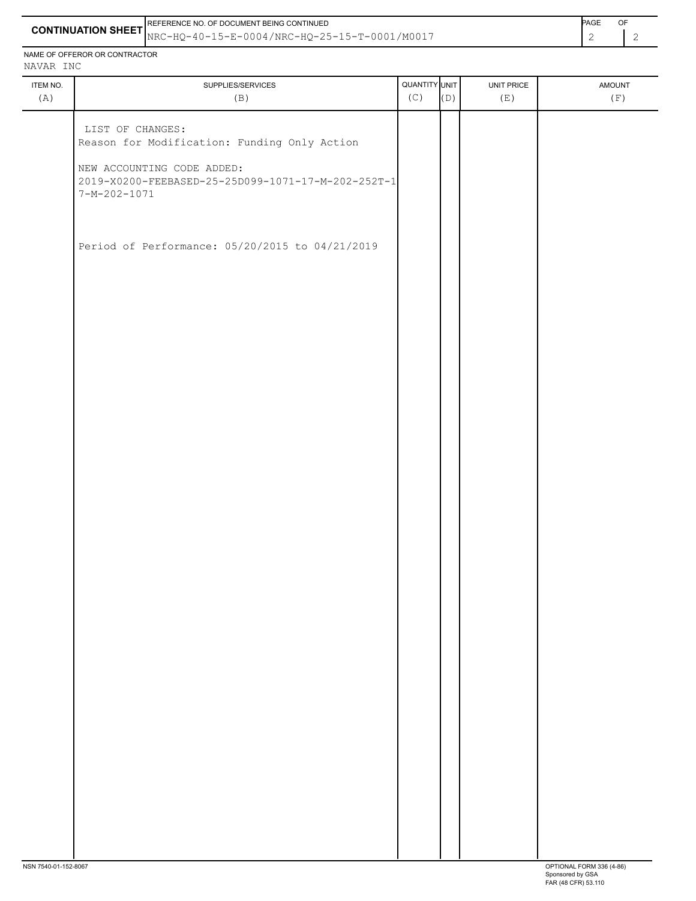**CONTINUATION SHEET**

REFERENCE NO. OF DOCUMENT BEING CONTINUED
NRC-HQ-40-15-E-0004/NRC-HQ-25-15-T-0001/M0017

NAME OF OFFEROR OR CONTRACTOR
NAVAR INC

| ITEM NO. (A) | SUPPLIES/SERVICES (B) | QUANTITY (C) | UNIT (D) | UNIT PRICE (E) | AMOUNT (F) |
|---|---|---|---|---|---|
| | LIST OF CHANGES:<br>Reason for Modification: Funding Only Action<br><br>NEW ACCOUNTING CODE ADDED:<br>2019-X0200-FEEBASED-25-25D099-1071-17-M-202-252T-17-M-202-1071<br><br>Period of Performance: 05/20/2015 to 04/21/2019 | | | | |

NSN 7540-01-152-8067

OPTIONAL FORM 336 (4-86)
Sponsored by GSA
FAR (48 CFR) 53.110